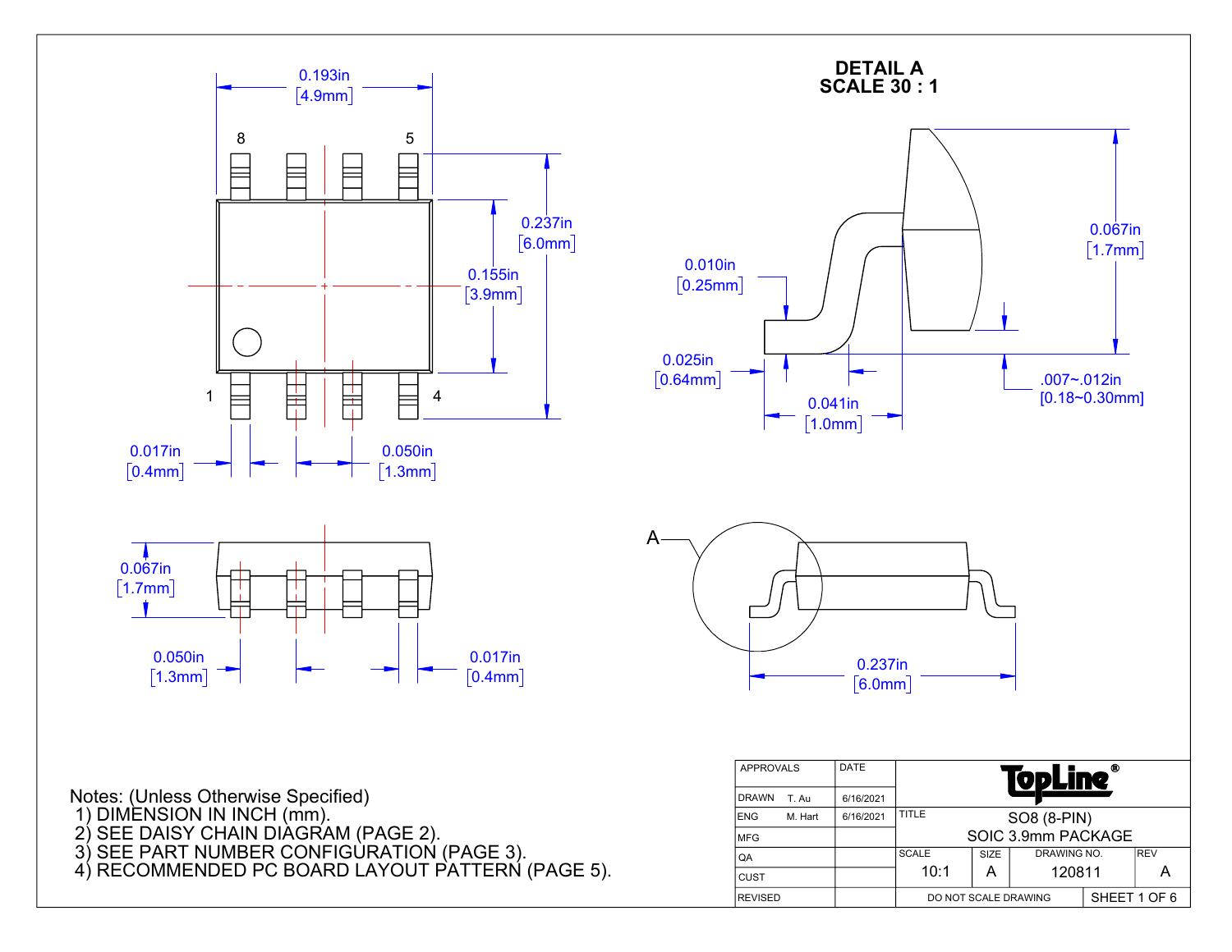**DETAIL A**
**SCALE 30 : 1**

0.193in [4.9mm]

0.237in [6.0mm]

0.155in [3.9mm]

0.017in [0.4mm]

0.050in [1.3mm]

0.067in [1.7mm]

0.050in [1.3mm]

0.017in [0.4mm]

0.010in [0.25mm]

0.025in [0.64mm]

0.041in [1.0mm]

0.067in [1.7mm]

.007~.012in [0.18~0.30mm]

A

0.237in [6.0mm]

Notes: (Unless Otherwise Specified)

1) DIMENSION IN INCH (mm).
2) SEE DAISY CHAIN DIAGRAM (PAGE 2).
3) SEE PART NUMBER CONFIGURATION (PAGE 3).
4) RECOMMENDED PC BOARD LAYOUT PATTERN (PAGE 5).

| APPROVALS | | DATE | TopLine® | | | |
|---|---|---|---|---|---|---|
| DRAWN | T. Au | 6/16/2021 | | | | |
| ENG | M. Hart | 6/16/2021 | TITLE: SO8 (8-PIN) SOIC 3.9mm PACKAGE | | | |
| MFG | | | | | | |
| QA | | | SCALE: 10:1 | SIZE: A | DRAWING NO.: 120811 | REV: A |
| CUST | | | | | | |
| REVISED | | | DO NOT SCALE DRAWING | | SHEET 1 OF 6 | |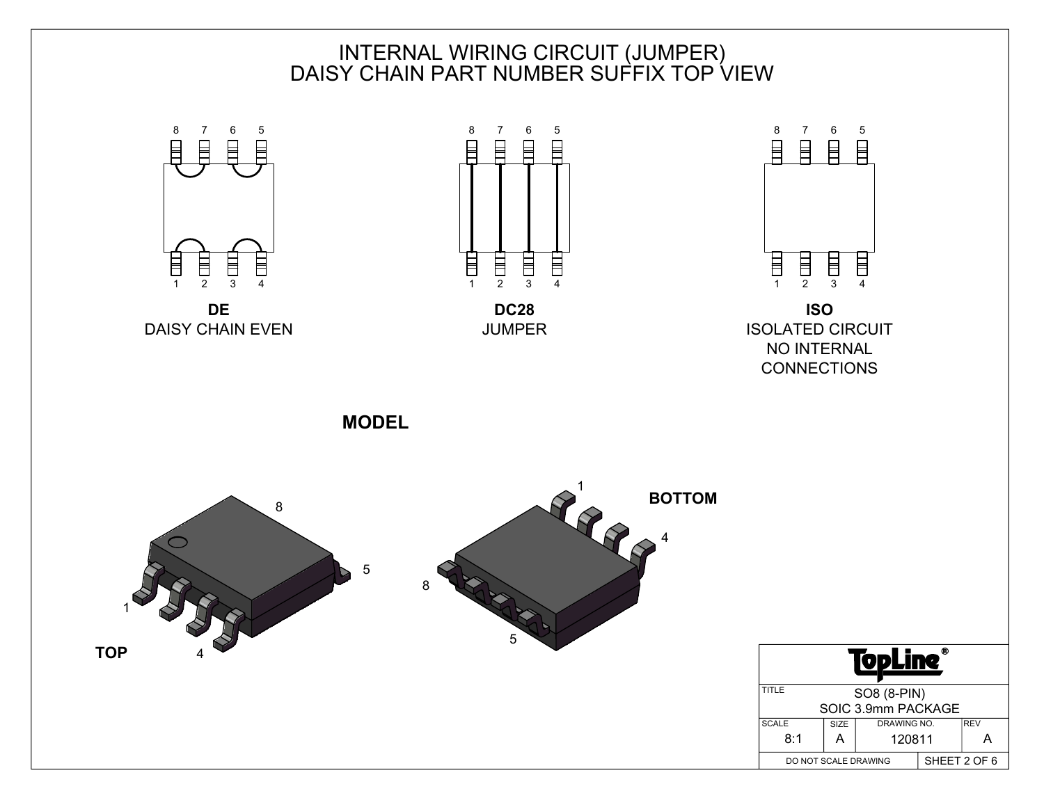# INTERNAL WIRING CIRCUIT (JUMPER)
# DAISY CHAIN PART NUMBER SUFFIX TOP VIEW

8 7 6 5

1 2 3 4

**DE**
DAISY CHAIN EVEN

8 7 6 5

1 2 3 4

**DC28**
JUMPER

8 7 6 5

1 2 3 4

**ISO**
ISOLATED CIRCUIT
NO INTERNAL
CONNECTIONS

**MODEL**

8

5

1

4

**TOP**

1

4

8

5

**BOTTOM**

| TopLine® | | | |
|---|---|---|---|
| TITLE | SO8 (8-PIN) SOIC 3.9mm PACKAGE | | |
| SCALE 8:1 | SIZE A | DRAWING NO. 120811 | REV A |
| DO NOT SCALE DRAWING | | SHEET 2 OF 6 | |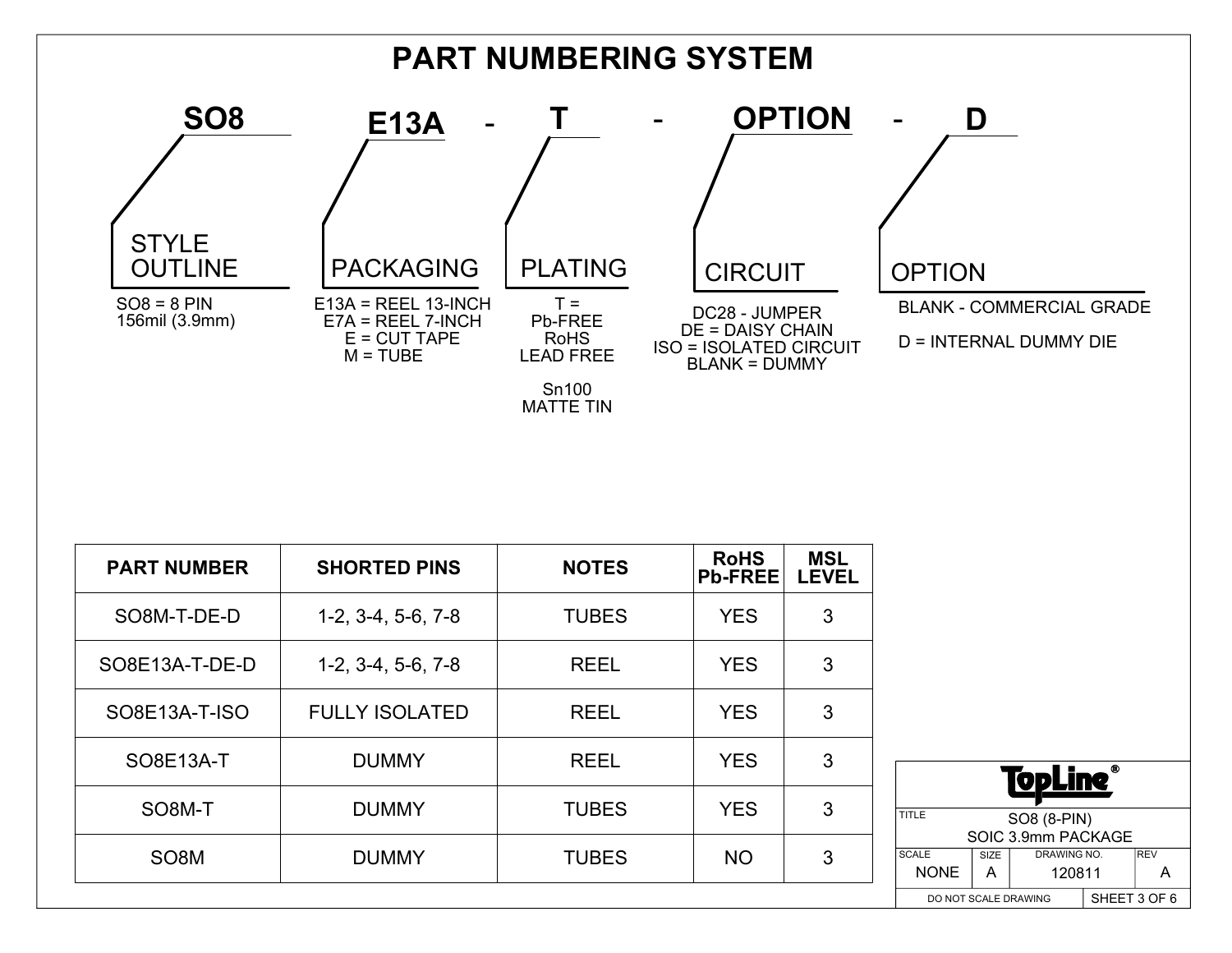# PART NUMBERING SYSTEM

**SO8 E13A - T - OPTION - D**

**STYLE OUTLINE**
SO8 = 8 PIN
156mil (3.9mm)

**PACKAGING**
E13A = REEL 13-INCH
E7A = REEL 7-INCH
E = CUT TAPE
M = TUBE

**PLATING**
T =
Pb-FREE
RoHS
LEAD FREE

Sn100
MATTE TIN

**CIRCUIT**
DC28 - JUMPER
DE = DAISY CHAIN
ISO = ISOLATED CIRCUIT
BLANK = DUMMY

**OPTION**
BLANK - COMMERCIAL GRADE

D = INTERNAL DUMMY DIE

| PART NUMBER | SHORTED PINS | NOTES | RoHS Pb-FREE | MSL LEVEL |
|---|---|---|---|---|
| SO8M-T-DE-D | 1-2, 3-4, 5-6, 7-8 | TUBES | YES | 3 |
| SO8E13A-T-DE-D | 1-2, 3-4, 5-6, 7-8 | REEL | YES | 3 |
| SO8E13A-T-ISO | FULLY ISOLATED | REEL | YES | 3 |
| SO8E13A-T | DUMMY | REEL | YES | 3 |
| SO8M-T | DUMMY | TUBES | YES | 3 |
| SO8M | DUMMY | TUBES | NO | 3 |

TopLine®

| TITLE | SO8 (8-PIN) SOIC 3.9mm PACKAGE | | |
|---|---|---|---|
| SCALE: NONE | SIZE: A | DRAWING NO.: 120811 | REV: A |
| DO NOT SCALE DRAWING | | SHEET 3 OF 6 | |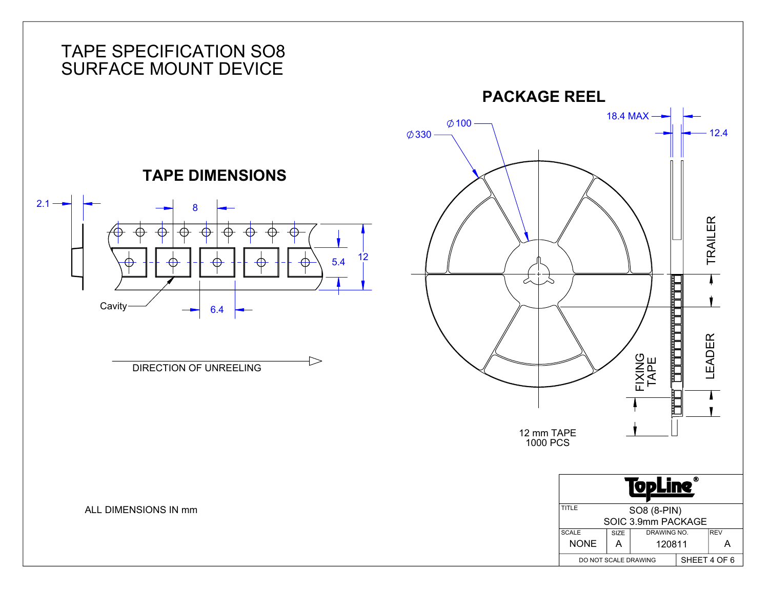# TAPE SPECIFICATION SO8
# SURFACE MOUNT DEVICE

## TAPE DIMENSIONS

2.1

8

12

5.4

6.4

Cavity

DIRECTION OF UNREELING

## PACKAGE REEL

Ø330

Ø100

18.4 MAX

12.4

TRAILER

LEADER

FIXING TAPE

12 mm TAPE
1000 PCS

ALL DIMENSIONS IN mm

| TopLine® | | | |
|---|---|---|---|
| TITLE: SO8 (8-PIN) SOIC 3.9mm PACKAGE | | | |
| SCALE | SIZE | DRAWING NO. | REV |
| NONE | A | 120811 | A |
| DO NOT SCALE DRAWING | | SHEET 4 OF 6 | |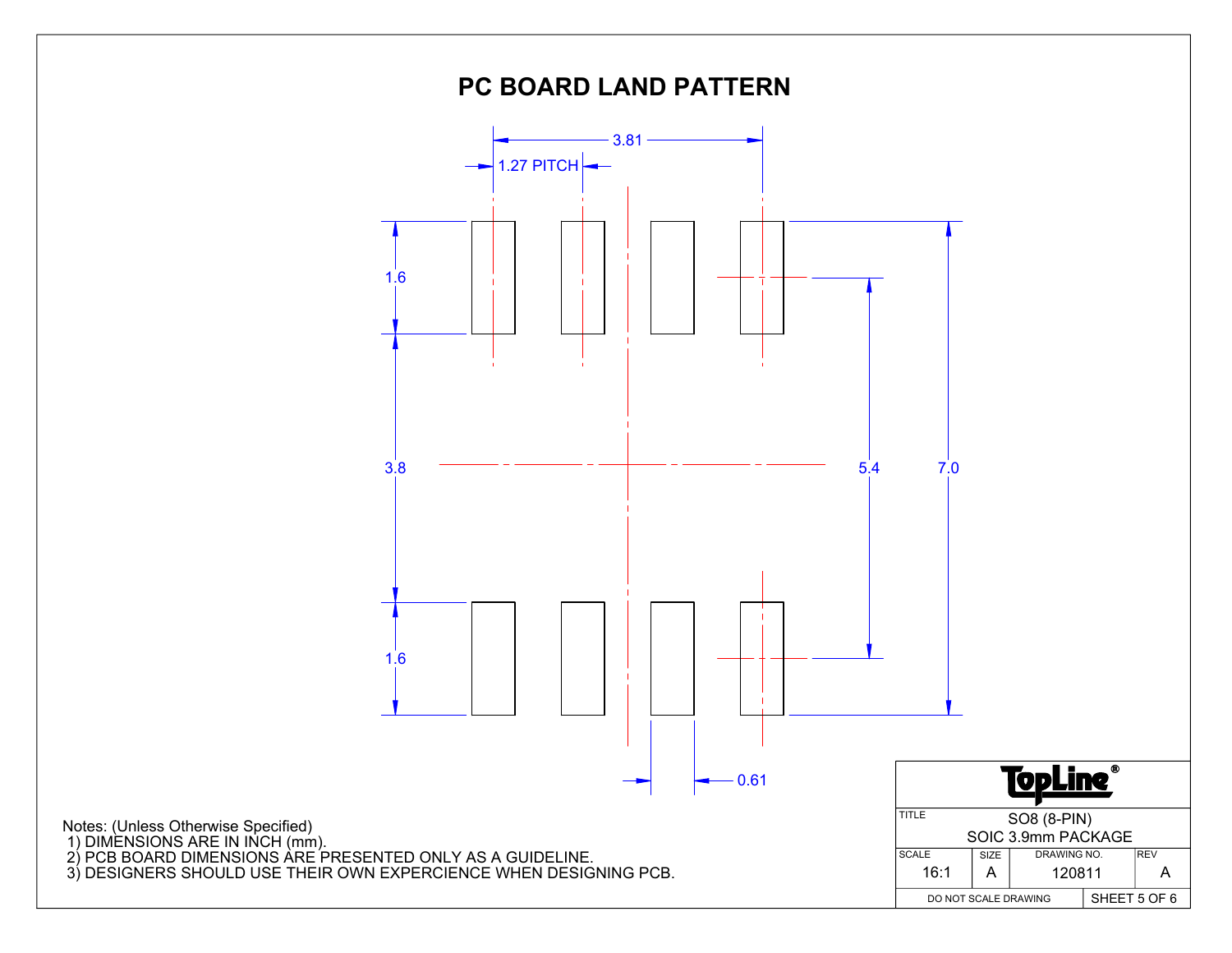# PC BOARD LAND PATTERN

3.81

1.27 PITCH

1.6

3.8

1.6

5.4

7.0

0.61

Notes: (Unless Otherwise Specified)
1) DIMENSIONS ARE IN INCH (mm).
2) PCB BOARD DIMENSIONS ARE PRESENTED ONLY AS A GUIDELINE.
3) DESIGNERS SHOULD USE THEIR OWN EXPERCIENCE WHEN DESIGNING PCB.

| TopLine® | | | |
|---|---|---|---|
| TITLE: SO8 (8-PIN) SOIC 3.9mm PACKAGE | | | |
| SCALE: 16:1 | SIZE: A | DRAWING NO.: 120811 | REV: A |
| DO NOT SCALE DRAWING | | SHEET 5 OF 6 | |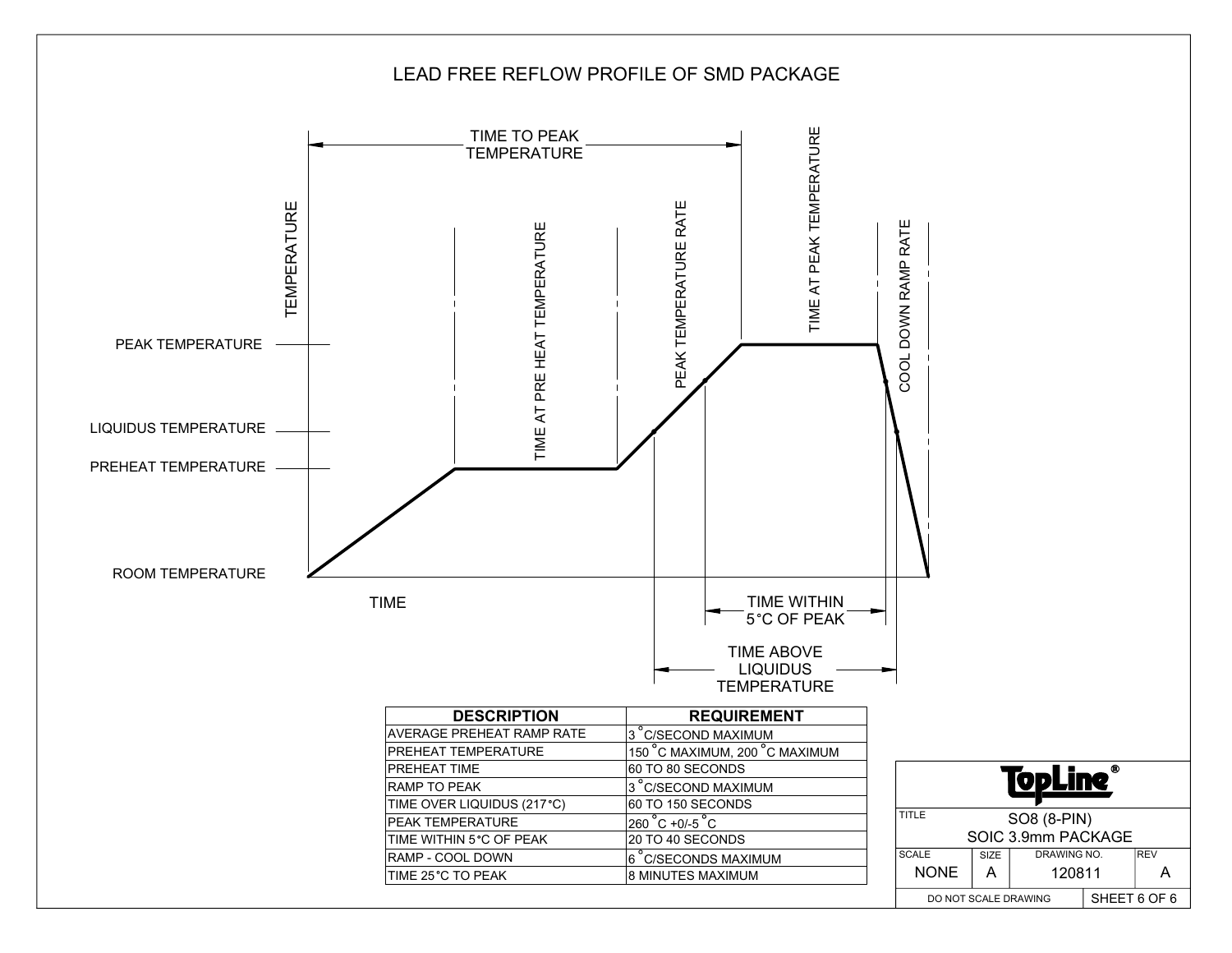# LEAD FREE REFLOW PROFILE OF SMD PACKAGE

TIME TO PEAK TEMPERATURE

TEMPERATURE

PEAK TEMPERATURE

LIQUIDUS TEMPERATURE

PREHEAT TEMPERATURE

ROOM TEMPERATURE

TIME

TIME AT PRE HEAT TEMPERATURE

PEAK TEMPERATURE RATE

TIME AT PEAK TEMPERATURE

COOL DOWN RAMP RATE

TIME WITHIN 5°C OF PEAK

TIME ABOVE LIQUIDUS TEMPERATURE

| DESCRIPTION | REQUIREMENT |
|---|---|
| AVERAGE PREHEAT RAMP RATE | 3 °C/SECOND MAXIMUM |
| PREHEAT TEMPERATURE | 150 °C MAXIMUM, 200 °C MAXIMUM |
| PREHEAT TIME | 60 TO 80 SECONDS |
| RAMP TO PEAK | 3 °C/SECOND MAXIMUM |
| TIME OVER LIQUIDUS (217°C) | 60 TO 150 SECONDS |
| PEAK TEMPERATURE | 260 °C +0/-5 °C |
| TIME WITHIN 5°C OF PEAK | 20 TO 40 SECONDS |
| RAMP - COOL DOWN | 6 °C/SECONDS MAXIMUM |
| TIME 25°C TO PEAK | 8 MINUTES MAXIMUM |

TopLine®

| | | | |
|---|---|---|---|
| TITLE | SO8 (8-PIN) SOIC 3.9mm PACKAGE | | |
| SCALE: NONE | SIZE: A | DRAWING NO.: 120811 | REV: A |
| DO NOT SCALE DRAWING | | SHEET 6 OF 6 | |